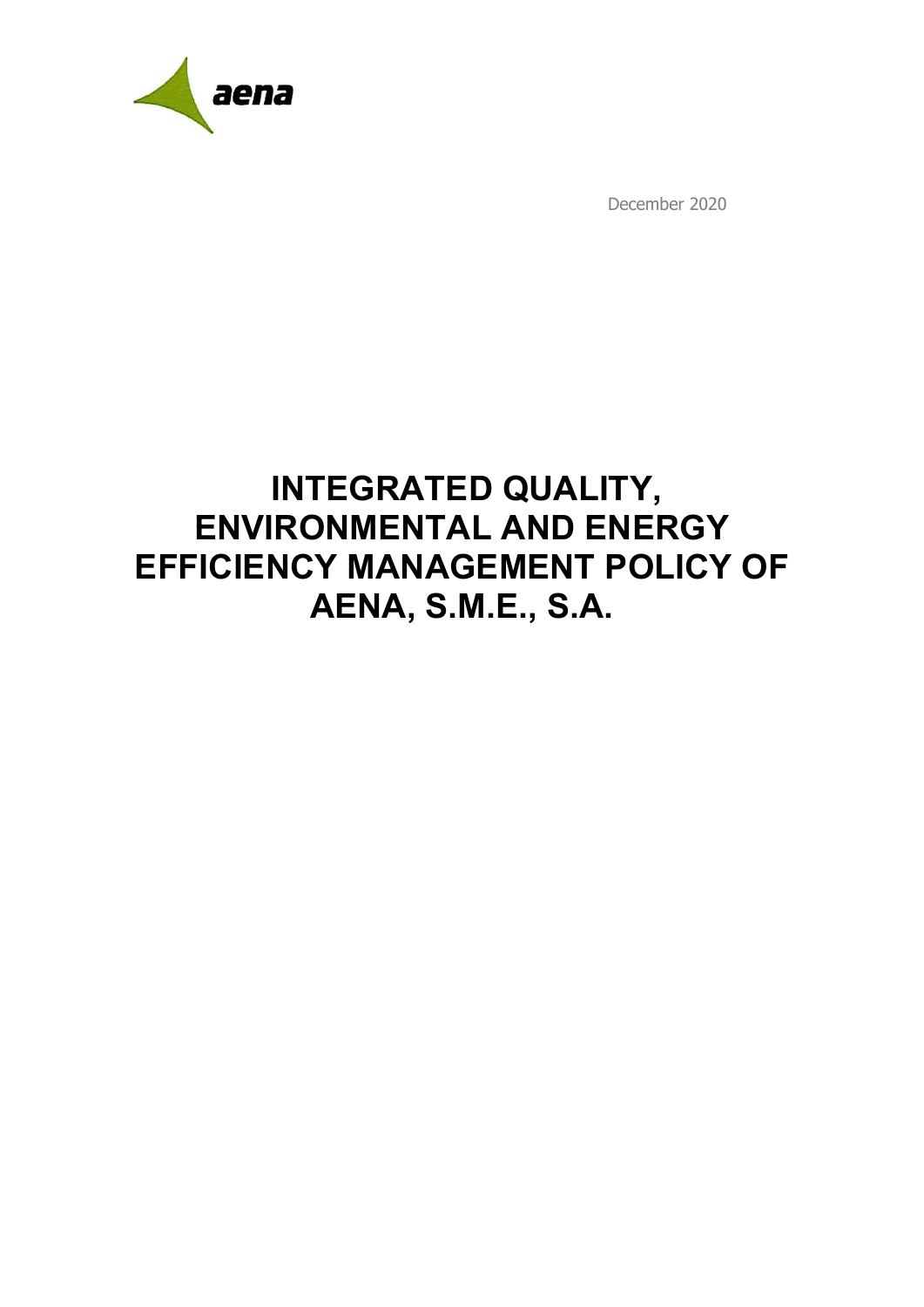aena

December 2020

# INTEGRATED QUALITY, ENVIRONMENTAL AND ENERGY EFFICIENCY MANAGEMENT POLICY OF AENA, S.M.E., S.A.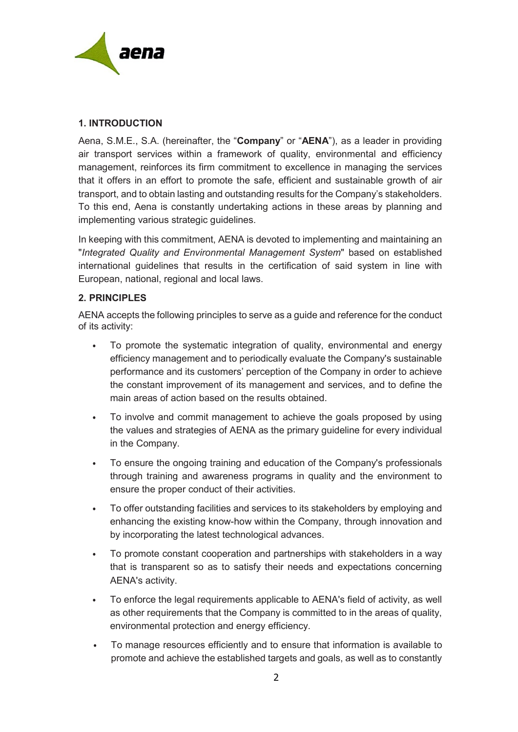## 1. INTRODUCTION

Aena, S.M.E., S.A. (hereinafter, the "**Company**" or "**AENA**"), as a leader in providing air transport services within a framework of quality, environmental and efficiency management, reinforces its firm commitment to excellence in managing the services that it offers in an effort to promote the safe, efficient and sustainable growth of air transport, and to obtain lasting and outstanding results for the Company's stakeholders. To this end, Aena is constantly undertaking actions in these areas by planning and implementing various strategic guidelines.

In keeping with this commitment, AENA is devoted to implementing and maintaining an "*Integrated Quality and Environmental Management System*" based on established international guidelines that results in the certification of said system in line with European, national, regional and local laws.

## 2. PRINCIPLES

AENA accepts the following principles to serve as a guide and reference for the conduct of its activity:

- To promote the systematic integration of quality, environmental and energy efficiency management and to periodically evaluate the Company's sustainable performance and its customers' perception of the Company in order to achieve the constant improvement of its management and services, and to define the main areas of action based on the results obtained.
- To involve and commit management to achieve the goals proposed by using the values and strategies of AENA as the primary guideline for every individual in the Company.
- To ensure the ongoing training and education of the Company's professionals through training and awareness programs in quality and the environment to ensure the proper conduct of their activities.
- To offer outstanding facilities and services to its stakeholders by employing and enhancing the existing know-how within the Company, through innovation and by incorporating the latest technological advances.
- To promote constant cooperation and partnerships with stakeholders in a way that is transparent so as to satisfy their needs and expectations concerning AENA's activity.
- To enforce the legal requirements applicable to AENA's field of activity, as well as other requirements that the Company is committed to in the areas of quality, environmental protection and energy efficiency.
- To manage resources efficiently and to ensure that information is available to promote and achieve the established targets and goals, as well as to constantly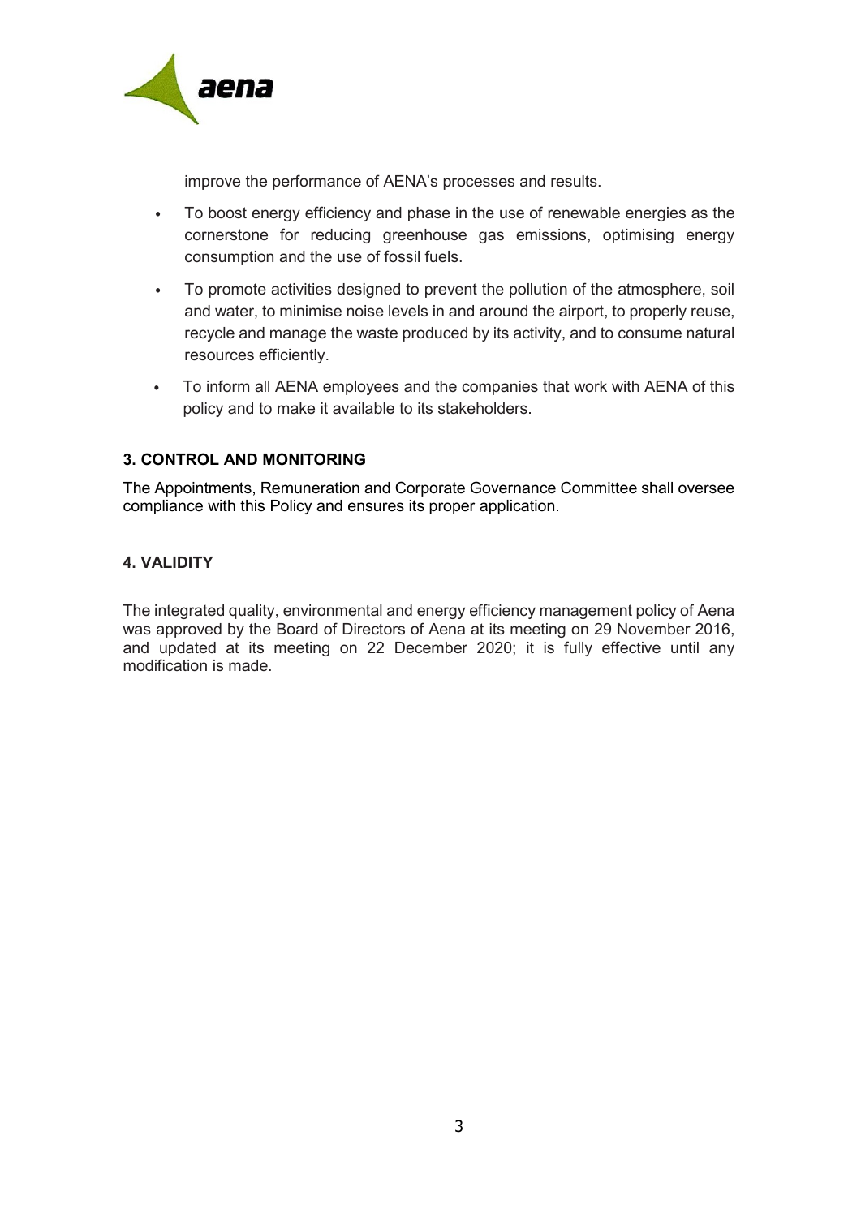improve the performance of AENA's processes and results.

- To boost energy efficiency and phase in the use of renewable energies as the cornerstone for reducing greenhouse gas emissions, optimising energy consumption and the use of fossil fuels.
- To promote activities designed to prevent the pollution of the atmosphere, soil and water, to minimise noise levels in and around the airport, to properly reuse, recycle and manage the waste produced by its activity, and to consume natural resources efficiently.
- To inform all AENA employees and the companies that work with AENA of this policy and to make it available to its stakeholders.

## 3. CONTROL AND MONITORING

The Appointments, Remuneration and Corporate Governance Committee shall oversee compliance with this Policy and ensures its proper application.

## 4. VALIDITY

The integrated quality, environmental and energy efficiency management policy of Aena was approved by the Board of Directors of Aena at its meeting on 29 November 2016, and updated at its meeting on 22 December 2020; it is fully effective until any modification is made.